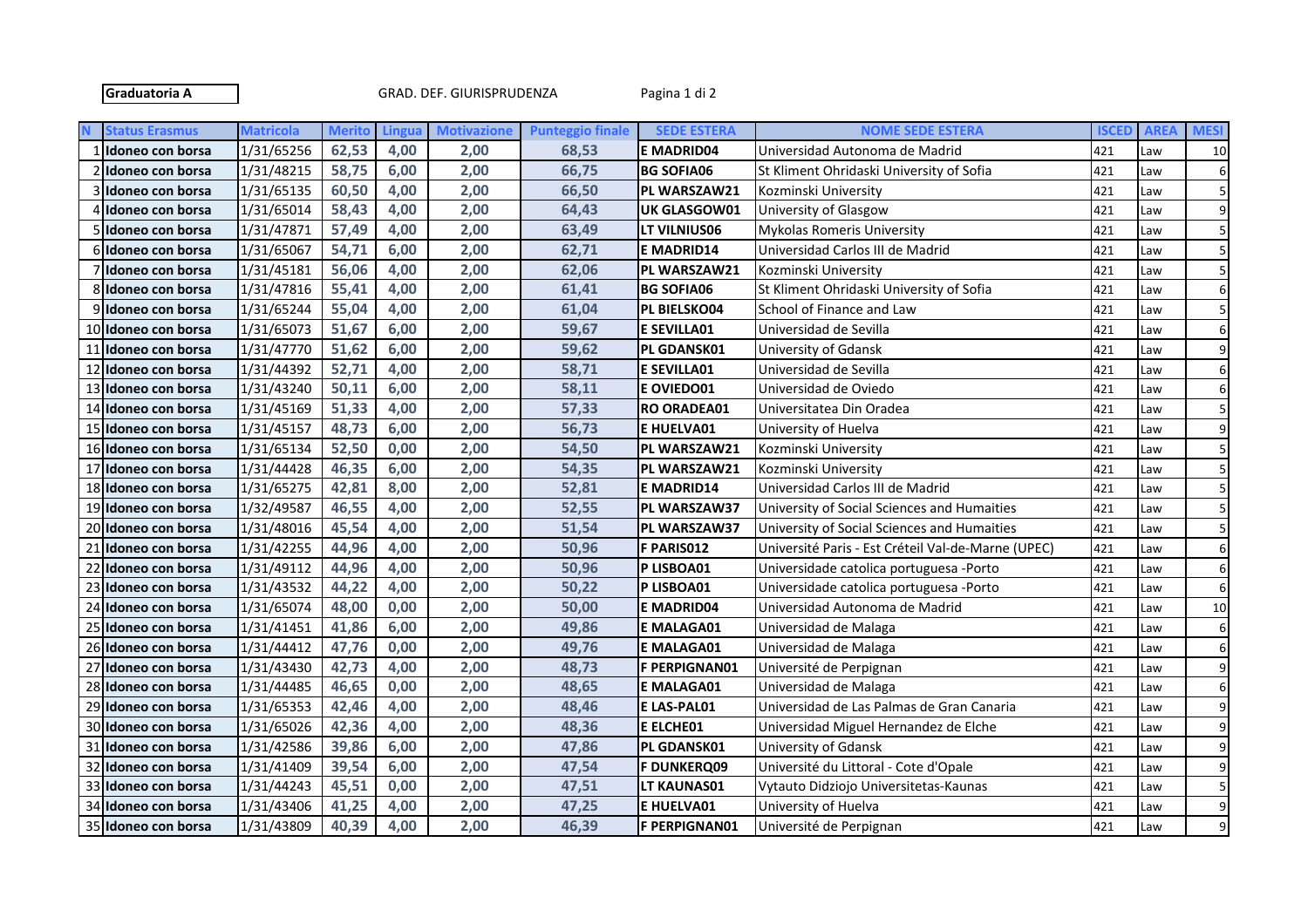**Graduatoria A** GRAD. DEF. GIURISPRUDENZA

| N | Status Erasmus | Matricola | Merito | Lingua | Motivazione | Punteggio finale | SEDE ESTERA | NOME SEDE ESTERA | ISCED | AREA | MESI |
|---|---|---|---|---|---|---|---|---|---|---|---|
| 1 | Idoneo con borsa | 1/31/65256 | 62,53 | 4,00 | 2,00 | 68,53 | E MADRID04 | Universidad Autonoma de Madrid | 421 | Law | 10 |
| 2 | Idoneo con borsa | 1/31/48215 | 58,75 | 6,00 | 2,00 | 66,75 | BG SOFIA06 | St Kliment Ohridaski University of Sofia | 421 | Law | 6 |
| 3 | Idoneo con borsa | 1/31/65135 | 60,50 | 4,00 | 2,00 | 66,50 | PL WARSZAW21 | Kozminski University | 421 | Law | 5 |
| 4 | Idoneo con borsa | 1/31/65014 | 58,43 | 4,00 | 2,00 | 64,43 | UK GLASGOW01 | University of Glasgow | 421 | Law | 9 |
| 5 | Idoneo con borsa | 1/31/47871 | 57,49 | 4,00 | 2,00 | 63,49 | LT VILNIUS06 | Mykolas Romeris University | 421 | Law | 5 |
| 6 | Idoneo con borsa | 1/31/65067 | 54,71 | 6,00 | 2,00 | 62,71 | E MADRID14 | Universidad Carlos III de Madrid | 421 | Law | 5 |
| 7 | Idoneo con borsa | 1/31/45181 | 56,06 | 4,00 | 2,00 | 62,06 | PL WARSZAW21 | Kozminski University | 421 | Law | 5 |
| 8 | Idoneo con borsa | 1/31/47816 | 55,41 | 4,00 | 2,00 | 61,41 | BG SOFIA06 | St Kliment Ohridaski University of Sofia | 421 | Law | 6 |
| 9 | Idoneo con borsa | 1/31/65244 | 55,04 | 4,00 | 2,00 | 61,04 | PL BIELSKO04 | School of Finance and Law | 421 | Law | 5 |
| 10 | Idoneo con borsa | 1/31/65073 | 51,67 | 6,00 | 2,00 | 59,67 | E SEVILLA01 | Universidad de Sevilla | 421 | Law | 6 |
| 11 | Idoneo con borsa | 1/31/47770 | 51,62 | 6,00 | 2,00 | 59,62 | PL GDANSK01 | University of Gdansk | 421 | Law | 9 |
| 12 | Idoneo con borsa | 1/31/44392 | 52,71 | 4,00 | 2,00 | 58,71 | E SEVILLA01 | Universidad de Sevilla | 421 | Law | 6 |
| 13 | Idoneo con borsa | 1/31/43240 | 50,11 | 6,00 | 2,00 | 58,11 | E OVIEDO01 | Universidad de Oviedo | 421 | Law | 6 |
| 14 | Idoneo con borsa | 1/31/45169 | 51,33 | 4,00 | 2,00 | 57,33 | RO ORADEA01 | Universitatea Din Oradea | 421 | Law | 5 |
| 15 | Idoneo con borsa | 1/31/45157 | 48,73 | 6,00 | 2,00 | 56,73 | E HUELVA01 | University of Huelva | 421 | Law | 9 |
| 16 | Idoneo con borsa | 1/31/65134 | 52,50 | 0,00 | 2,00 | 54,50 | PL WARSZAW21 | Kozminski University | 421 | Law | 5 |
| 17 | Idoneo con borsa | 1/31/44428 | 46,35 | 6,00 | 2,00 | 54,35 | PL WARSZAW21 | Kozminski University | 421 | Law | 5 |
| 18 | Idoneo con borsa | 1/31/65275 | 42,81 | 8,00 | 2,00 | 52,81 | E MADRID14 | Universidad Carlos III de Madrid | 421 | Law | 5 |
| 19 | Idoneo con borsa | 1/32/49587 | 46,55 | 4,00 | 2,00 | 52,55 | PL WARSZAW37 | University of Social Sciences and Humaities | 421 | Law | 5 |
| 20 | Idoneo con borsa | 1/31/48016 | 45,54 | 4,00 | 2,00 | 51,54 | PL WARSZAW37 | University of Social Sciences and Humaities | 421 | Law | 5 |
| 21 | Idoneo con borsa | 1/31/42255 | 44,96 | 4,00 | 2,00 | 50,96 | F PARIS012 | Université Paris - Est Créteil Val-de-Marne (UPEC) | 421 | Law | 6 |
| 22 | Idoneo con borsa | 1/31/49112 | 44,96 | 4,00 | 2,00 | 50,96 | P LISBOA01 | Universidade catolica portuguesa -Porto | 421 | Law | 6 |
| 23 | Idoneo con borsa | 1/31/43532 | 44,22 | 4,00 | 2,00 | 50,22 | P LISBOA01 | Universidade catolica portuguesa -Porto | 421 | Law | 6 |
| 24 | Idoneo con borsa | 1/31/65074 | 48,00 | 0,00 | 2,00 | 50,00 | E MADRID04 | Universidad Autonoma de Madrid | 421 | Law | 10 |
| 25 | Idoneo con borsa | 1/31/41451 | 41,86 | 6,00 | 2,00 | 49,86 | E MALAGA01 | Universidad de Malaga | 421 | Law | 6 |
| 26 | Idoneo con borsa | 1/31/44412 | 47,76 | 0,00 | 2,00 | 49,76 | E MALAGA01 | Universidad de Malaga | 421 | Law | 6 |
| 27 | Idoneo con borsa | 1/31/43430 | 42,73 | 4,00 | 2,00 | 48,73 | F PERPIGNAN01 | Université de Perpignan | 421 | Law | 9 |
| 28 | Idoneo con borsa | 1/31/44485 | 46,65 | 0,00 | 2,00 | 48,65 | E MALAGA01 | Universidad de Malaga | 421 | Law | 6 |
| 29 | Idoneo con borsa | 1/31/65353 | 42,46 | 4,00 | 2,00 | 48,46 | E LAS-PAL01 | Universidad de Las Palmas de Gran Canaria | 421 | Law | 9 |
| 30 | Idoneo con borsa | 1/31/65026 | 42,36 | 4,00 | 2,00 | 48,36 | E ELCHE01 | Universidad Miguel Hernandez de Elche | 421 | Law | 9 |
| 31 | Idoneo con borsa | 1/31/42586 | 39,86 | 6,00 | 2,00 | 47,86 | PL GDANSK01 | University of Gdansk | 421 | Law | 9 |
| 32 | Idoneo con borsa | 1/31/41409 | 39,54 | 6,00 | 2,00 | 47,54 | F DUNKERQ09 | Université du Littoral - Cote d'Opale | 421 | Law | 9 |
| 33 | Idoneo con borsa | 1/31/44243 | 45,51 | 0,00 | 2,00 | 47,51 | LT KAUNAS01 | Vytauto Didziojo Universitetas-Kaunas | 421 | Law | 5 |
| 34 | Idoneo con borsa | 1/31/43406 | 41,25 | 4,00 | 2,00 | 47,25 | E HUELVA01 | University of Huelva | 421 | Law | 9 |
| 35 | Idoneo con borsa | 1/31/43809 | 40,39 | 4,00 | 2,00 | 46,39 | F PERPIGNAN01 | Université de Perpignan | 421 | Law | 9 |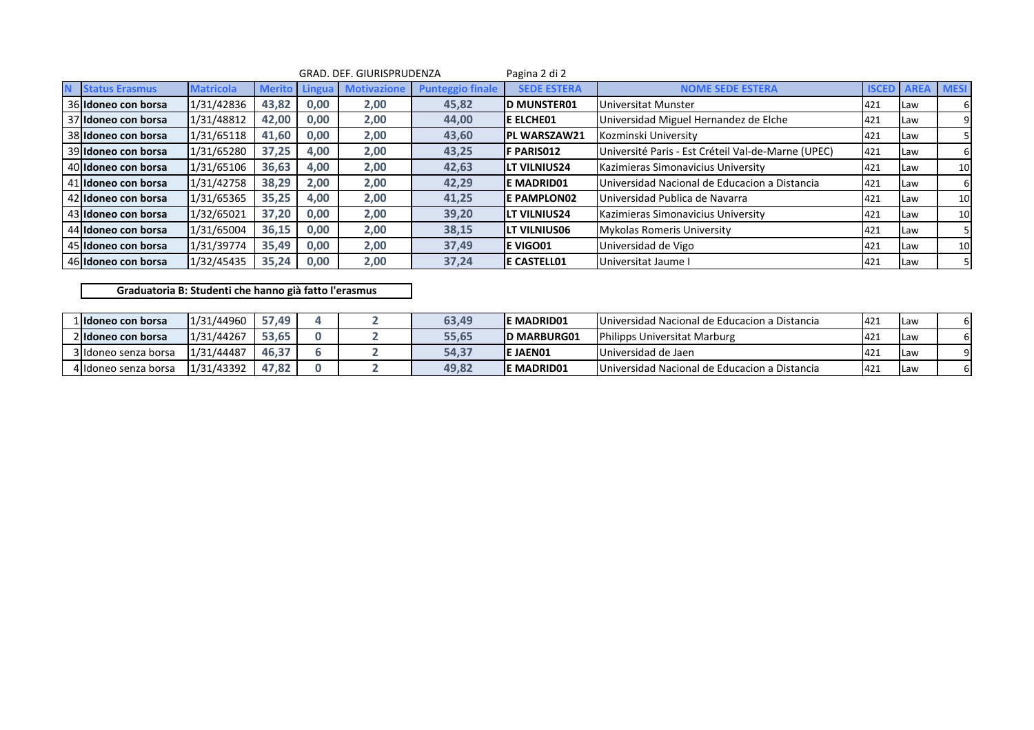GRAD. DEF. GIURISPRUDENZA

| N | Status Erasmus | Matricola | Merito | Lingua | Motivazione | Punteggio finale | SEDE ESTERA | NOME SEDE ESTERA | ISCED | AREA | MESI |
|---|---|---|---|---|---|---|---|---|---|---|---|
| 36 | **Idoneo con borsa** | 1/31/42836 | 43,82 | 0,00 | 2,00 | 45,82 | **D MUNSTER01** | Universitat Munster | 421 | Law | 6 |
| 37 | **Idoneo con borsa** | 1/31/48812 | 42,00 | 0,00 | 2,00 | 44,00 | **E ELCHE01** | Universidad Miguel Hernandez de Elche | 421 | Law | 9 |
| 38 | **Idoneo con borsa** | 1/31/65118 | 41,60 | 0,00 | 2,00 | 43,60 | **PL WARSZAW21** | Kozminski University | 421 | Law | 5 |
| 39 | **Idoneo con borsa** | 1/31/65280 | 37,25 | 4,00 | 2,00 | 43,25 | **F PARIS012** | Université Paris - Est Créteil Val-de-Marne (UPEC) | 421 | Law | 6 |
| 40 | **Idoneo con borsa** | 1/31/65106 | 36,63 | 4,00 | 2,00 | 42,63 | **LT VILNIUS24** | Kazimieras Simonavicius University | 421 | Law | 10 |
| 41 | **Idoneo con borsa** | 1/31/42758 | 38,29 | 2,00 | 2,00 | 42,29 | **E MADRID01** | Universidad Nacional de Educacion a Distancia | 421 | Law | 6 |
| 42 | **Idoneo con borsa** | 1/31/65365 | 35,25 | 4,00 | 2,00 | 41,25 | **E PAMPLON02** | Universidad Publica de Navarra | 421 | Law | 10 |
| 43 | **Idoneo con borsa** | 1/32/65021 | 37,20 | 0,00 | 2,00 | 39,20 | **LT VILNIUS24** | Kazimieras Simonavicius University | 421 | Law | 10 |
| 44 | **Idoneo con borsa** | 1/31/65004 | 36,15 | 0,00 | 2,00 | 38,15 | **LT VILNIUS06** | Mykolas Romeris University | 421 | Law | 5 |
| 45 | **Idoneo con borsa** | 1/31/39774 | 35,49 | 0,00 | 2,00 | 37,49 | **E VIGO01** | Universidad de Vigo | 421 | Law | 10 |
| 46 | **Idoneo con borsa** | 1/32/45435 | 35,24 | 0,00 | 2,00 | 37,24 | **E CASTELL01** | Universitat Jaume I | 421 | Law | 5 |

**Graduatoria B: Studenti che hanno già fatto l'erasmus**

| | | | | | | | | | | | |
|---|---|---|---|---|---|---|---|---|---|---|---|
| 1 | **Idoneo con borsa** | 1/31/44960 | 57,49 | 4 | 2 | 63,49 | **E MADRID01** | Universidad Nacional de Educacion a Distancia | 421 | Law | 6 |
| 2 | **Idoneo con borsa** | 1/31/44267 | 53,65 | 0 | 2 | 55,65 | **D MARBURG01** | Philipps Universitat Marburg | 421 | Law | 6 |
| 3 | Idoneo senza borsa | 1/31/44487 | 46,37 | 6 | 2 | 54,37 | **E JAEN01** | Universidad de Jaen | 421 | Law | 9 |
| 4 | Idoneo senza borsa | 1/31/43392 | 47,82 | 0 | 2 | 49,82 | **E MADRID01** | Universidad Nacional de Educacion a Distancia | 421 | Law | 6 |